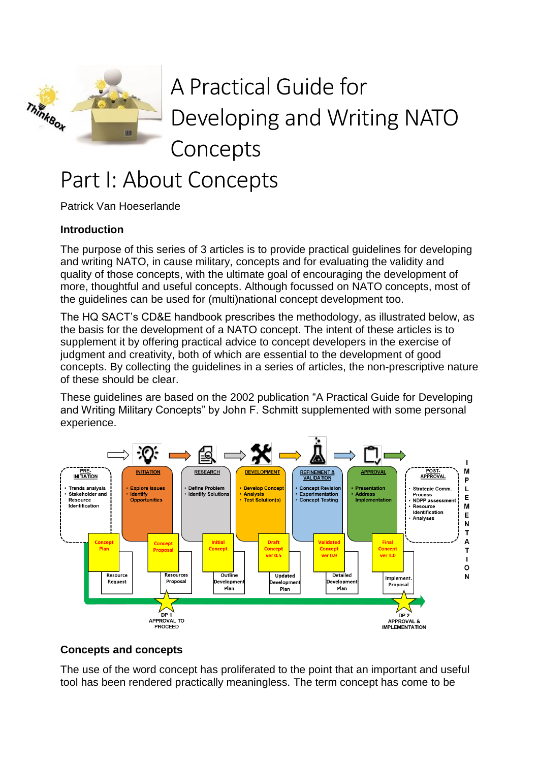# A Practical Guide for Developing and Writing NATO Concepts

# Part I: About Concepts

Patrick Van Hoeserlande

## Introduction

The purpose of this series of 3 articles is to provide practical guidelines for developing and writing NATO, in cause military, concepts and for evaluating the validity and quality of those concepts, with the ultimate goal of encouraging the development of more, thoughtful and useful concepts. Although focussed on NATO concepts, most of the guidelines can be used for (multi)national concept development too.

The HQ SACT's CD&E handbook prescribes the methodology, as illustrated below, as the basis for the development of a NATO concept. The intent of these articles is to supplement it by offering practical advice to concept developers in the exercise of judgment and creativity, both of which are essential to the development of good concepts. By collecting the guidelines in a series of articles, the non-prescriptive nature of these should be clear.

These guidelines are based on the 2002 publication "A Practical Guide for Developing and Writing Military Concepts" by John F. Schmitt supplemented with some personal experience.

PRE-INITIATION
- Trends analysis
- Stakeholder and Resource Identification

INITIATION
- Explore Issues
- Identify Opportunities

RESEARCH
- Define Problem
- Identify Solutions

DEVELOPMENT
- Develop Concept
- Analysis
- Test Solution(s)

REFINEMENT & VALIDATION
- Concept Revision
- Experimentation
- Concept Testing

APPROVAL
- Presentation
- Address Implementation

POST-APPROVAL
- Strategic Comm. Process
- NDPP assessment
- Resource Identification
- Analyses

IMPLEMENTATION

Concept Plan — Resource Request
Concept Proposal — Resources Proposal
Initial Concept — Outline Development Plan
Draft Concept ver 0.5 — Updated Development Plan
Validated Concept ver 0.9 — Detailed Development Plan
Final Concept ver 1.0 — Implement. Proposal

DP 1 APPROVAL TO PROCEED

DP 2 APPROVAL & IMPLEMENTATION

## Concepts and concepts

The use of the word concept has proliferated to the point that an important and useful tool has been rendered practically meaningless. The term concept has come to be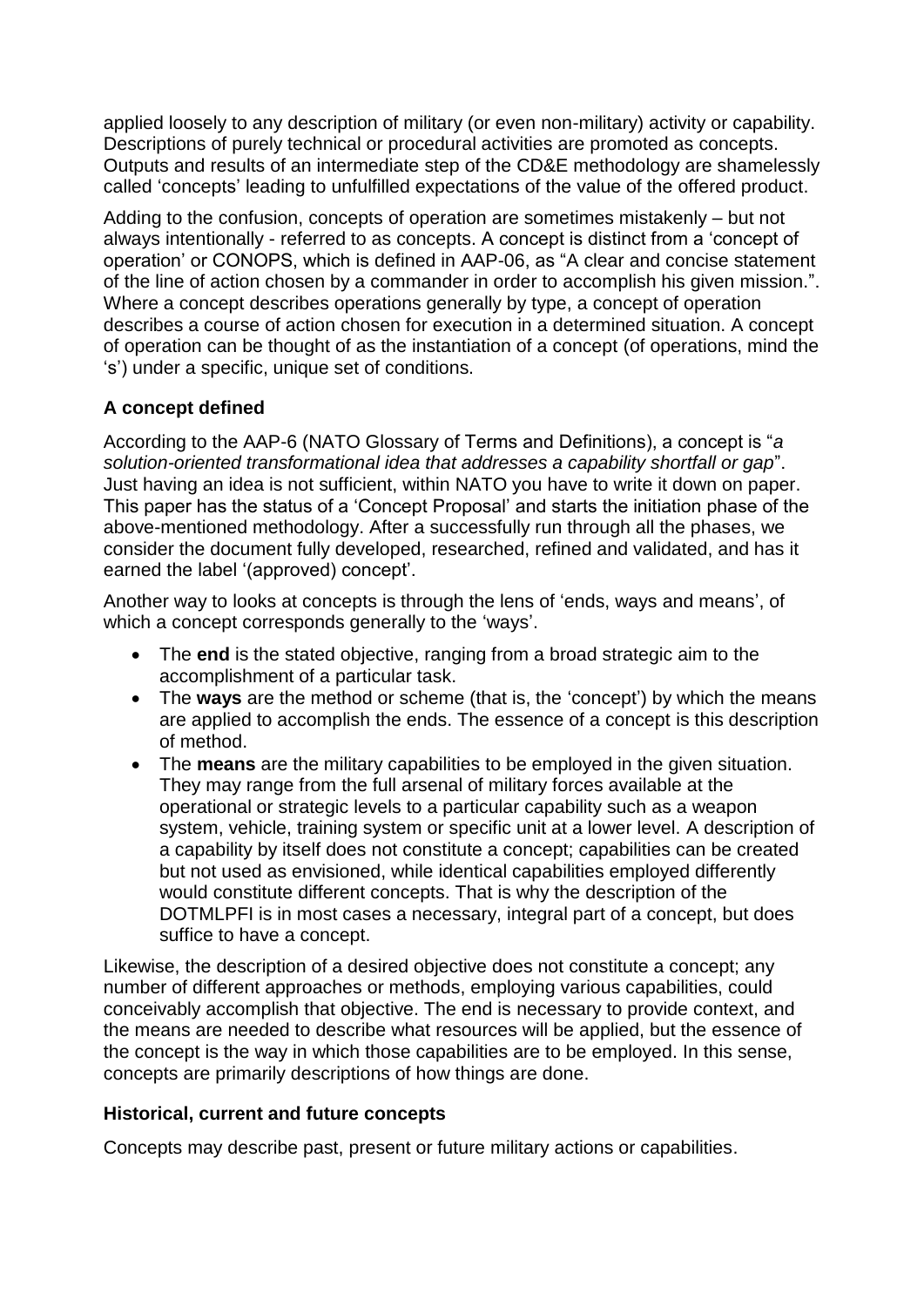applied loosely to any description of military (or even non-military) activity or capability. Descriptions of purely technical or procedural activities are promoted as concepts. Outputs and results of an intermediate step of the CD&E methodology are shamelessly called 'concepts' leading to unfulfilled expectations of the value of the offered product.

Adding to the confusion, concepts of operation are sometimes mistakenly – but not always intentionally - referred to as concepts. A concept is distinct from a 'concept of operation' or CONOPS, which is defined in AAP-06, as "A clear and concise statement of the line of action chosen by a commander in order to accomplish his given mission.". Where a concept describes operations generally by type, a concept of operation describes a course of action chosen for execution in a determined situation. A concept of operation can be thought of as the instantiation of a concept (of operations, mind the 's') under a specific, unique set of conditions.

### A concept defined

According to the AAP-6 (NATO Glossary of Terms and Definitions), a concept is "*a solution-oriented transformational idea that addresses a capability shortfall or gap*". Just having an idea is not sufficient, within NATO you have to write it down on paper. This paper has the status of a 'Concept Proposal' and starts the initiation phase of the above-mentioned methodology. After a successfully run through all the phases, we consider the document fully developed, researched, refined and validated, and has it earned the label '(approved) concept'.

Another way to looks at concepts is through the lens of 'ends, ways and means', of which a concept corresponds generally to the 'ways'.

- The **end** is the stated objective, ranging from a broad strategic aim to the accomplishment of a particular task.
- The **ways** are the method or scheme (that is, the 'concept') by which the means are applied to accomplish the ends. The essence of a concept is this description of method.
- The **means** are the military capabilities to be employed in the given situation. They may range from the full arsenal of military forces available at the operational or strategic levels to a particular capability such as a weapon system, vehicle, training system or specific unit at a lower level. A description of a capability by itself does not constitute a concept; capabilities can be created but not used as envisioned, while identical capabilities employed differently would constitute different concepts. That is why the description of the DOTMLPFI is in most cases a necessary, integral part of a concept, but does suffice to have a concept.

Likewise, the description of a desired objective does not constitute a concept; any number of different approaches or methods, employing various capabilities, could conceivably accomplish that objective. The end is necessary to provide context, and the means are needed to describe what resources will be applied, but the essence of the concept is the way in which those capabilities are to be employed. In this sense, concepts are primarily descriptions of how things are done.

### Historical, current and future concepts

Concepts may describe past, present or future military actions or capabilities.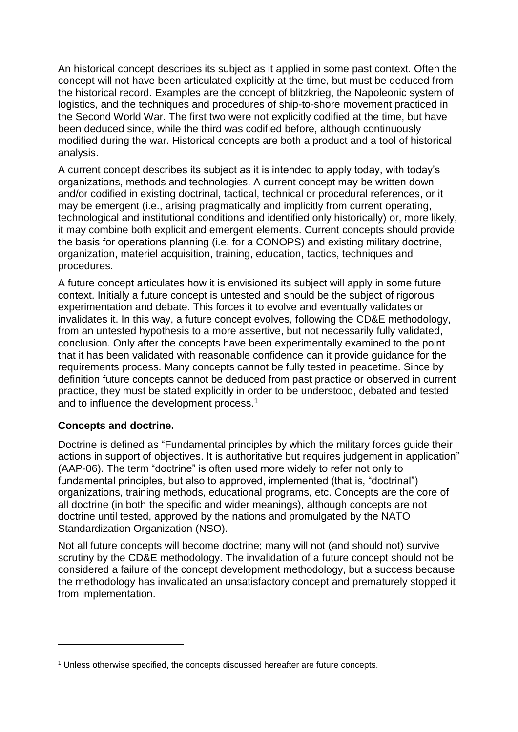An historical concept describes its subject as it applied in some past context. Often the concept will not have been articulated explicitly at the time, but must be deduced from the historical record. Examples are the concept of blitzkrieg, the Napoleonic system of logistics, and the techniques and procedures of ship-to-shore movement practiced in the Second World War. The first two were not explicitly codified at the time, but have been deduced since, while the third was codified before, although continuously modified during the war. Historical concepts are both a product and a tool of historical analysis.

A current concept describes its subject as it is intended to apply today, with today's organizations, methods and technologies. A current concept may be written down and/or codified in existing doctrinal, tactical, technical or procedural references, or it may be emergent (i.e., arising pragmatically and implicitly from current operating, technological and institutional conditions and identified only historically) or, more likely, it may combine both explicit and emergent elements. Current concepts should provide the basis for operations planning (i.e. for a CONOPS) and existing military doctrine, organization, materiel acquisition, training, education, tactics, techniques and procedures.

A future concept articulates how it is envisioned its subject will apply in some future context. Initially a future concept is untested and should be the subject of rigorous experimentation and debate. This forces it to evolve and eventually validates or invalidates it. In this way, a future concept evolves, following the CD&E methodology, from an untested hypothesis to a more assertive, but not necessarily fully validated, conclusion. Only after the concepts have been experimentally examined to the point that it has been validated with reasonable confidence can it provide guidance for the requirements process. Many concepts cannot be fully tested in peacetime. Since by definition future concepts cannot be deduced from past practice or observed in current practice, they must be stated explicitly in order to be understood, debated and tested and to influence the development process.[1]

**Concepts and doctrine.**

Doctrine is defined as "Fundamental principles by which the military forces guide their actions in support of objectives. It is authoritative but requires judgement in application" (AAP-06). The term "doctrine" is often used more widely to refer not only to fundamental principles, but also to approved, implemented (that is, "doctrinal") organizations, training methods, educational programs, etc. Concepts are the core of all doctrine (in both the specific and wider meanings), although concepts are not doctrine until tested, approved by the nations and promulgated by the NATO Standardization Organization (NSO).

Not all future concepts will become doctrine; many will not (and should not) survive scrutiny by the CD&E methodology. The invalidation of a future concept should not be considered a failure of the concept development methodology, but a success because the methodology has invalidated an unsatisfactory concept and prematurely stopped it from implementation.

---

[1] Unless otherwise specified, the concepts discussed hereafter are future concepts.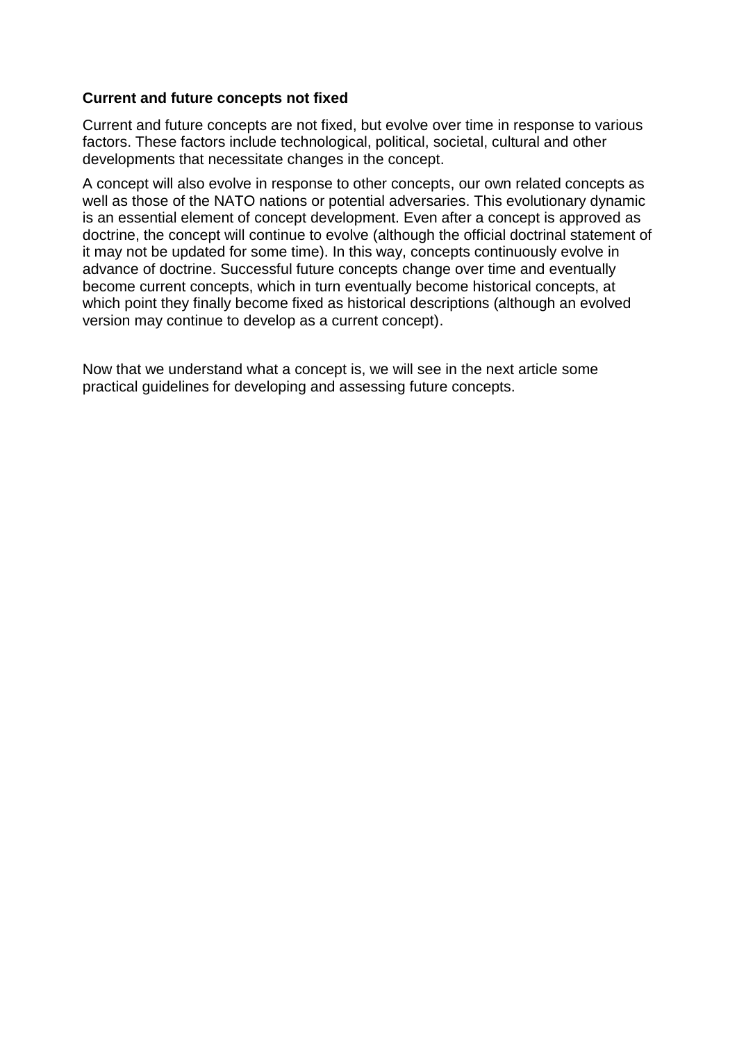**Current and future concepts not fixed**

Current and future concepts are not fixed, but evolve over time in response to various factors. These factors include technological, political, societal, cultural and other developments that necessitate changes in the concept.

A concept will also evolve in response to other concepts, our own related concepts as well as those of the NATO nations or potential adversaries. This evolutionary dynamic is an essential element of concept development. Even after a concept is approved as doctrine, the concept will continue to evolve (although the official doctrinal statement of it may not be updated for some time). In this way, concepts continuously evolve in advance of doctrine. Successful future concepts change over time and eventually become current concepts, which in turn eventually become historical concepts, at which point they finally become fixed as historical descriptions (although an evolved version may continue to develop as a current concept).

Now that we understand what a concept is, we will see in the next article some practical guidelines for developing and assessing future concepts.